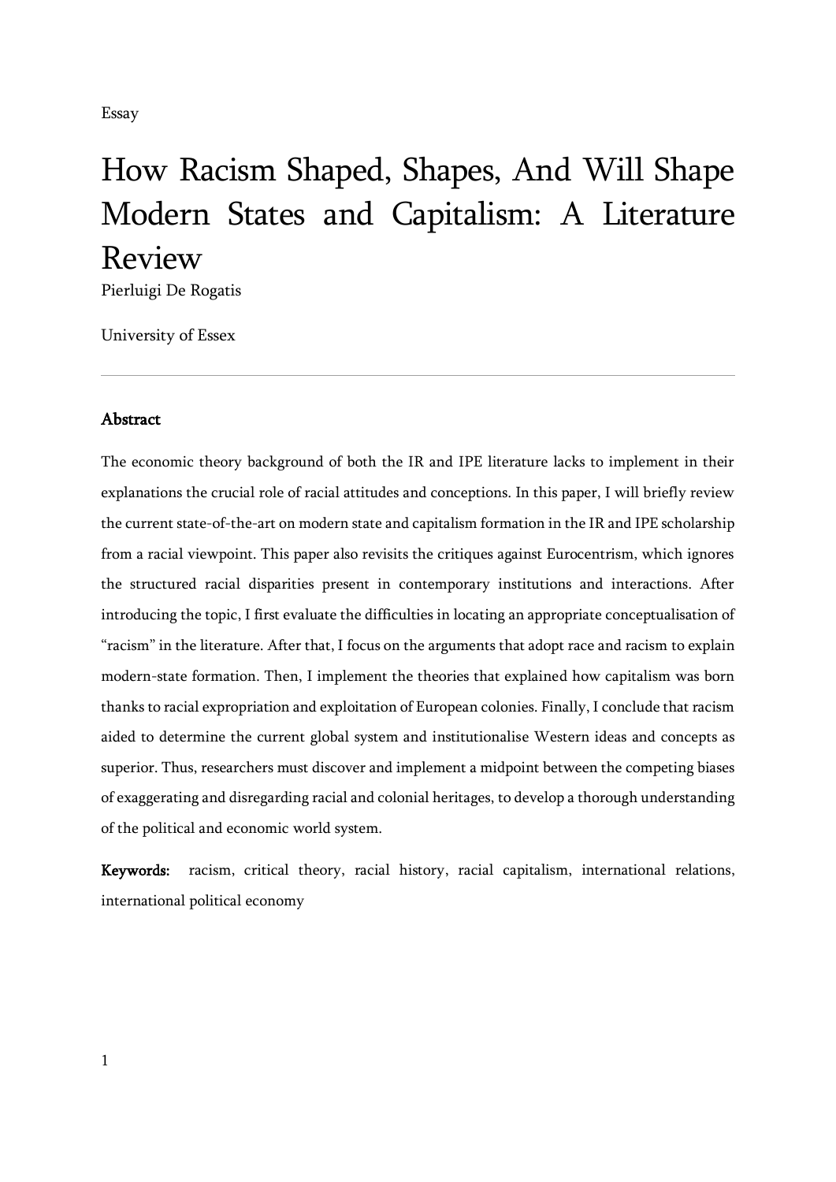Essay

# How Racism Shaped, Shapes, And Will Shape Modern States and Capitalism: A Literature Review

Pierluigi De Rogatis

University of Essex

---

## Abstract

The economic theory background of both the IR and IPE literature lacks to implement in their explanations the crucial role of racial attitudes and conceptions. In this paper, I will briefly review the current state-of-the-art on modern state and capitalism formation in the IR and IPE scholarship from a racial viewpoint. This paper also revisits the critiques against Eurocentrism, which ignores the structured racial disparities present in contemporary institutions and interactions. After introducing the topic, I first evaluate the difficulties in locating an appropriate conceptualisation of "racism" in the literature. After that, I focus on the arguments that adopt race and racism to explain modern-state formation. Then, I implement the theories that explained how capitalism was born thanks to racial expropriation and exploitation of European colonies. Finally, I conclude that racism aided to determine the current global system and institutionalise Western ideas and concepts as superior. Thus, researchers must discover and implement a midpoint between the competing biases of exaggerating and disregarding racial and colonial heritages, to develop a thorough understanding of the political and economic world system.

**Keywords:** racism, critical theory, racial history, racial capitalism, international relations, international political economy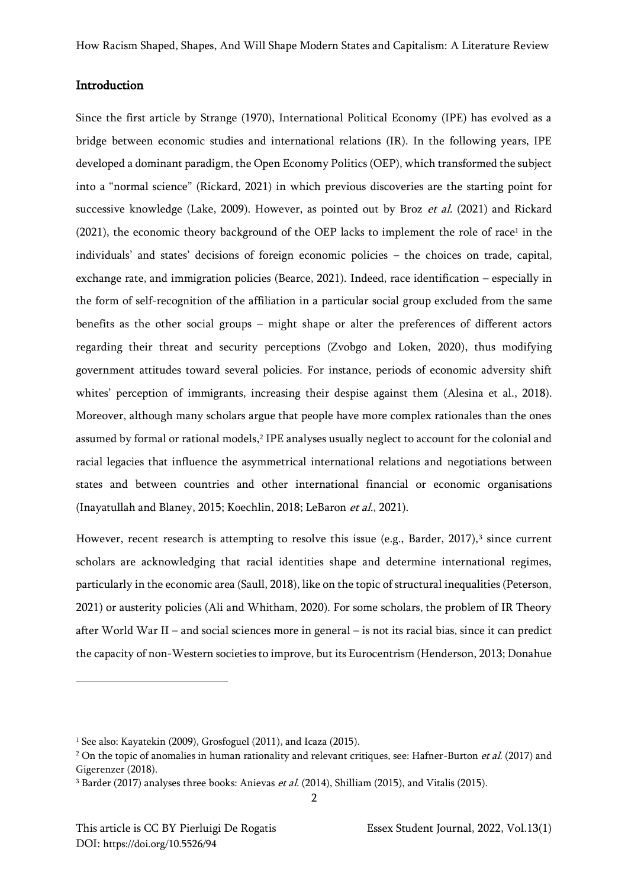## Introduction

Since the first article by Strange (1970), International Political Economy (IPE) has evolved as a bridge between economic studies and international relations (IR). In the following years, IPE developed a dominant paradigm, the Open Economy Politics (OEP), which transformed the subject into a "normal science" (Rickard, 2021) in which previous discoveries are the starting point for successive knowledge (Lake, 2009). However, as pointed out by Broz *et al.* (2021) and Rickard (2021), the economic theory background of the OEP lacks to implement the role of race[1] in the individuals' and states' decisions of foreign economic policies – the choices on trade, capital, exchange rate, and immigration policies (Bearce, 2021). Indeed, race identification – especially in the form of self-recognition of the affiliation in a particular social group excluded from the same benefits as the other social groups – might shape or alter the preferences of different actors regarding their threat and security perceptions (Zvobgo and Loken, 2020), thus modifying government attitudes toward several policies. For instance, periods of economic adversity shift whites' perception of immigrants, increasing their despise against them (Alesina et al., 2018). Moreover, although many scholars argue that people have more complex rationales than the ones assumed by formal or rational models,[2] IPE analyses usually neglect to account for the colonial and racial legacies that influence the asymmetrical international relations and negotiations between states and between countries and other international financial or economic organisations (Inayatullah and Blaney, 2015; Koechlin, 2018; LeBaron *et al.*, 2021).

However, recent research is attempting to resolve this issue (e.g., Barder, 2017),[3] since current scholars are acknowledging that racial identities shape and determine international regimes, particularly in the economic area (Saull, 2018), like on the topic of structural inequalities (Peterson, 2021) or austerity policies (Ali and Whitham, 2020). For some scholars, the problem of IR Theory after World War II – and social sciences more in general – is not its racial bias, since it can predict the capacity of non-Western societies to improve, but its Eurocentrism (Henderson, 2013; Donahue

---

[1] See also: Kayatekin (2009), Grosfoguel (2011), and Icaza (2015).

[2] On the topic of anomalies in human rationality and relevant critiques, see: Hafner-Burton *et al.* (2017) and Gigerenzer (2018).

[3] Barder (2017) analyses three books: Anievas *et al.* (2014), Shilliam (2015), and Vitalis (2015).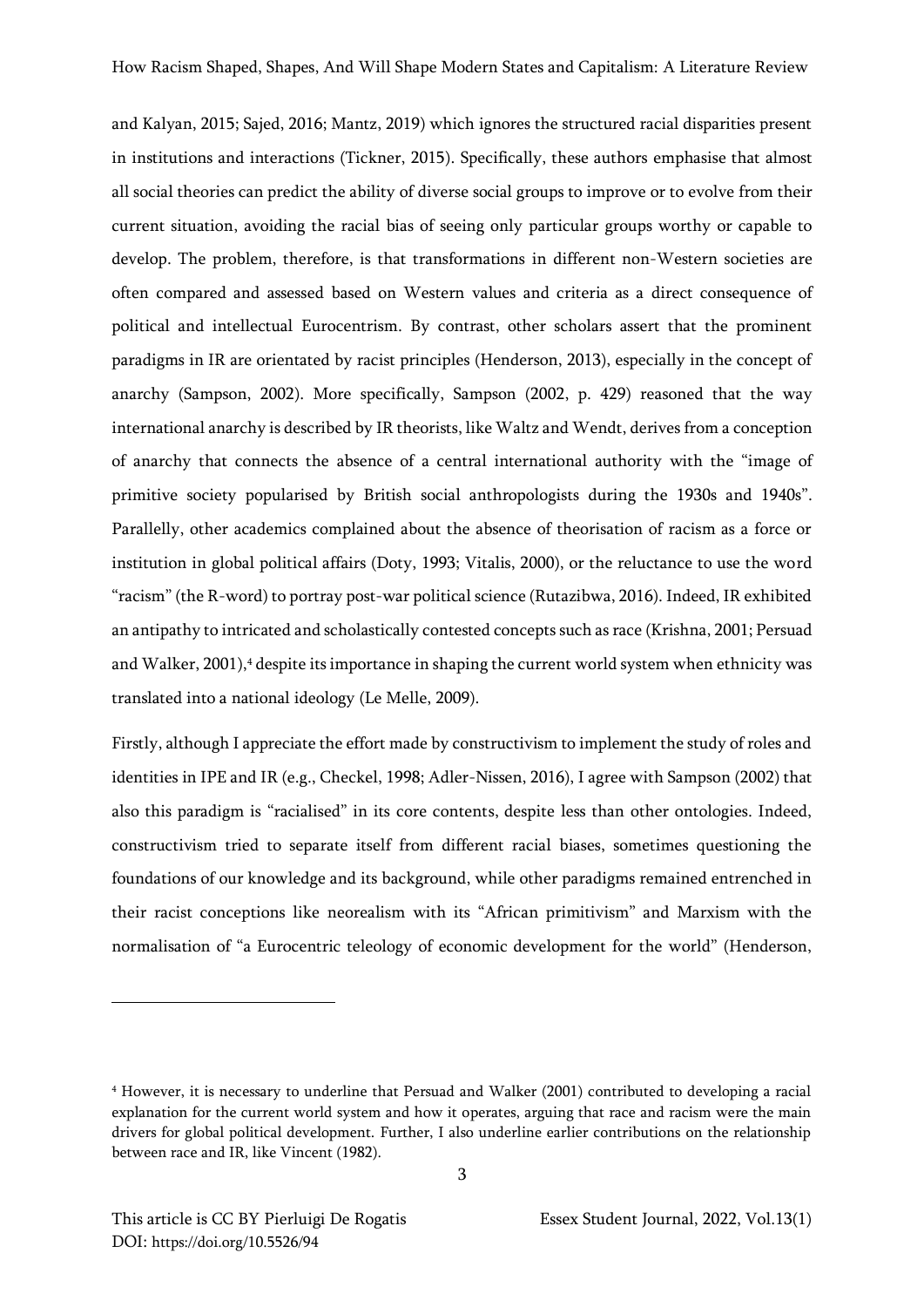and Kalyan, 2015; Sajed, 2016; Mantz, 2019) which ignores the structured racial disparities present in institutions and interactions (Tickner, 2015). Specifically, these authors emphasise that almost all social theories can predict the ability of diverse social groups to improve or to evolve from their current situation, avoiding the racial bias of seeing only particular groups worthy or capable to develop. The problem, therefore, is that transformations in different non-Western societies are often compared and assessed based on Western values and criteria as a direct consequence of political and intellectual Eurocentrism. By contrast, other scholars assert that the prominent paradigms in IR are orientated by racist principles (Henderson, 2013), especially in the concept of anarchy (Sampson, 2002). More specifically, Sampson (2002, p. 429) reasoned that the way international anarchy is described by IR theorists, like Waltz and Wendt, derives from a conception of anarchy that connects the absence of a central international authority with the "image of primitive society popularised by British social anthropologists during the 1930s and 1940s". Parallelly, other academics complained about the absence of theorisation of racism as a force or institution in global political affairs (Doty, 1993; Vitalis, 2000), or the reluctance to use the word "racism" (the R-word) to portray post-war political science (Rutazibwa, 2016). Indeed, IR exhibited an antipathy to intricated and scholastically contested concepts such as race (Krishna, 2001; Persuad and Walker, 2001),[4] despite its importance in shaping the current world system when ethnicity was translated into a national ideology (Le Melle, 2009).

Firstly, although I appreciate the effort made by constructivism to implement the study of roles and identities in IPE and IR (e.g., Checkel, 1998; Adler-Nissen, 2016), I agree with Sampson (2002) that also this paradigm is "racialised" in its core contents, despite less than other ontologies. Indeed, constructivism tried to separate itself from different racial biases, sometimes questioning the foundations of our knowledge and its background, while other paradigms remained entrenched in their racist conceptions like neorealism with its "African primitivism" and Marxism with the normalisation of "a Eurocentric teleology of economic development for the world" (Henderson,

---

[4] However, it is necessary to underline that Persuad and Walker (2001) contributed to developing a racial explanation for the current world system and how it operates, arguing that race and racism were the main drivers for global political development. Further, I also underline earlier contributions on the relationship between race and IR, like Vincent (1982).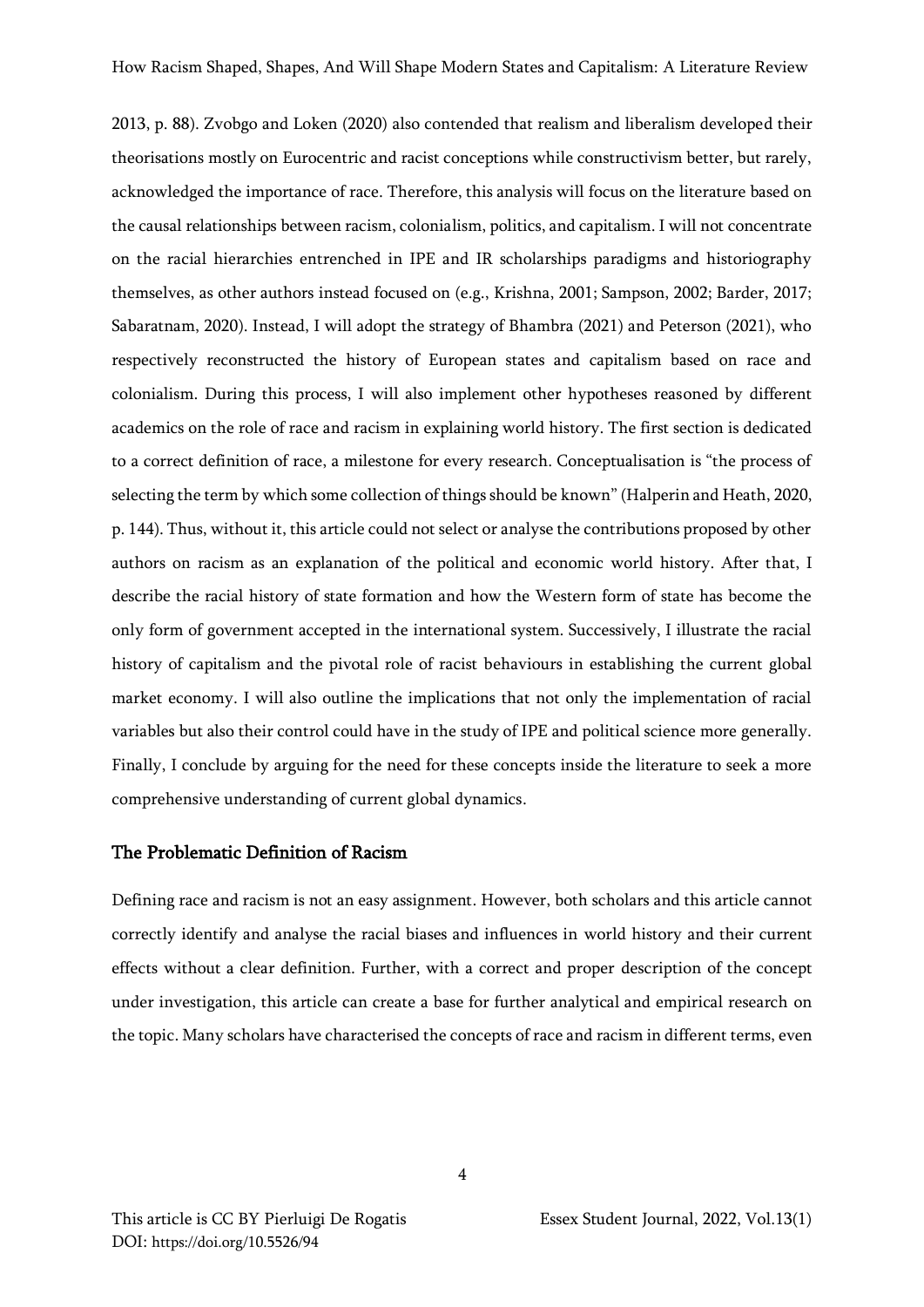2013, p. 88). Zvobgo and Loken (2020) also contended that realism and liberalism developed their theorisations mostly on Eurocentric and racist conceptions while constructivism better, but rarely, acknowledged the importance of race. Therefore, this analysis will focus on the literature based on the causal relationships between racism, colonialism, politics, and capitalism. I will not concentrate on the racial hierarchies entrenched in IPE and IR scholarships paradigms and historiography themselves, as other authors instead focused on (e.g., Krishna, 2001; Sampson, 2002; Barder, 2017; Sabaratnam, 2020). Instead, I will adopt the strategy of Bhambra (2021) and Peterson (2021), who respectively reconstructed the history of European states and capitalism based on race and colonialism. During this process, I will also implement other hypotheses reasoned by different academics on the role of race and racism in explaining world history. The first section is dedicated to a correct definition of race, a milestone for every research. Conceptualisation is "the process of selecting the term by which some collection of things should be known" (Halperin and Heath, 2020, p. 144). Thus, without it, this article could not select or analyse the contributions proposed by other authors on racism as an explanation of the political and economic world history. After that, I describe the racial history of state formation and how the Western form of state has become the only form of government accepted in the international system. Successively, I illustrate the racial history of capitalism and the pivotal role of racist behaviours in establishing the current global market economy. I will also outline the implications that not only the implementation of racial variables but also their control could have in the study of IPE and political science more generally. Finally, I conclude by arguing for the need for these concepts inside the literature to seek a more comprehensive understanding of current global dynamics.

## The Problematic Definition of Racism

Defining race and racism is not an easy assignment. However, both scholars and this article cannot correctly identify and analyse the racial biases and influences in world history and their current effects without a clear definition. Further, with a correct and proper description of the concept under investigation, this article can create a base for further analytical and empirical research on the topic. Many scholars have characterised the concepts of race and racism in different terms, even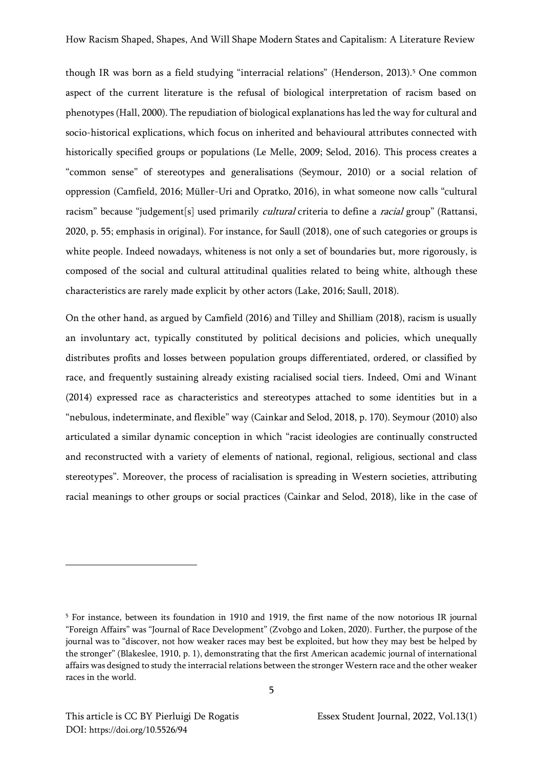though IR was born as a field studying "interracial relations" (Henderson, 2013).[5] One common aspect of the current literature is the refusal of biological interpretation of racism based on phenotypes (Hall, 2000). The repudiation of biological explanations has led the way for cultural and socio-historical explications, which focus on inherited and behavioural attributes connected with historically specified groups or populations (Le Melle, 2009; Selod, 2016). This process creates a "common sense" of stereotypes and generalisations (Seymour, 2010) or a social relation of oppression (Camfield, 2016; Müller-Uri and Opratko, 2016), in what someone now calls "cultural racism" because "judgement[s] used primarily *cultural* criteria to define a *racial* group" (Rattansi, 2020, p. 55; emphasis in original). For instance, for Saull (2018), one of such categories or groups is white people. Indeed nowadays, whiteness is not only a set of boundaries but, more rigorously, is composed of the social and cultural attitudinal qualities related to being white, although these characteristics are rarely made explicit by other actors (Lake, 2016; Saull, 2018).

On the other hand, as argued by Camfield (2016) and Tilley and Shilliam (2018), racism is usually an involuntary act, typically constituted by political decisions and policies, which unequally distributes profits and losses between population groups differentiated, ordered, or classified by race, and frequently sustaining already existing racialised social tiers. Indeed, Omi and Winant (2014) expressed race as characteristics and stereotypes attached to some identities but in a "nebulous, indeterminate, and flexible" way (Cainkar and Selod, 2018, p. 170). Seymour (2010) also articulated a similar dynamic conception in which "racist ideologies are continually constructed and reconstructed with a variety of elements of national, regional, religious, sectional and class stereotypes". Moreover, the process of racialisation is spreading in Western societies, attributing racial meanings to other groups or social practices (Cainkar and Selod, 2018), like in the case of

[5] For instance, between its foundation in 1910 and 1919, the first name of the now notorious IR journal "Foreign Affairs" was "Journal of Race Development" (Zvobgo and Loken, 2020). Further, the purpose of the journal was to "discover, not how weaker races may best be exploited, but how they may best be helped by the stronger" (Blakeslee, 1910, p. 1), demonstrating that the first American academic journal of international affairs was designed to study the interracial relations between the stronger Western race and the other weaker races in the world.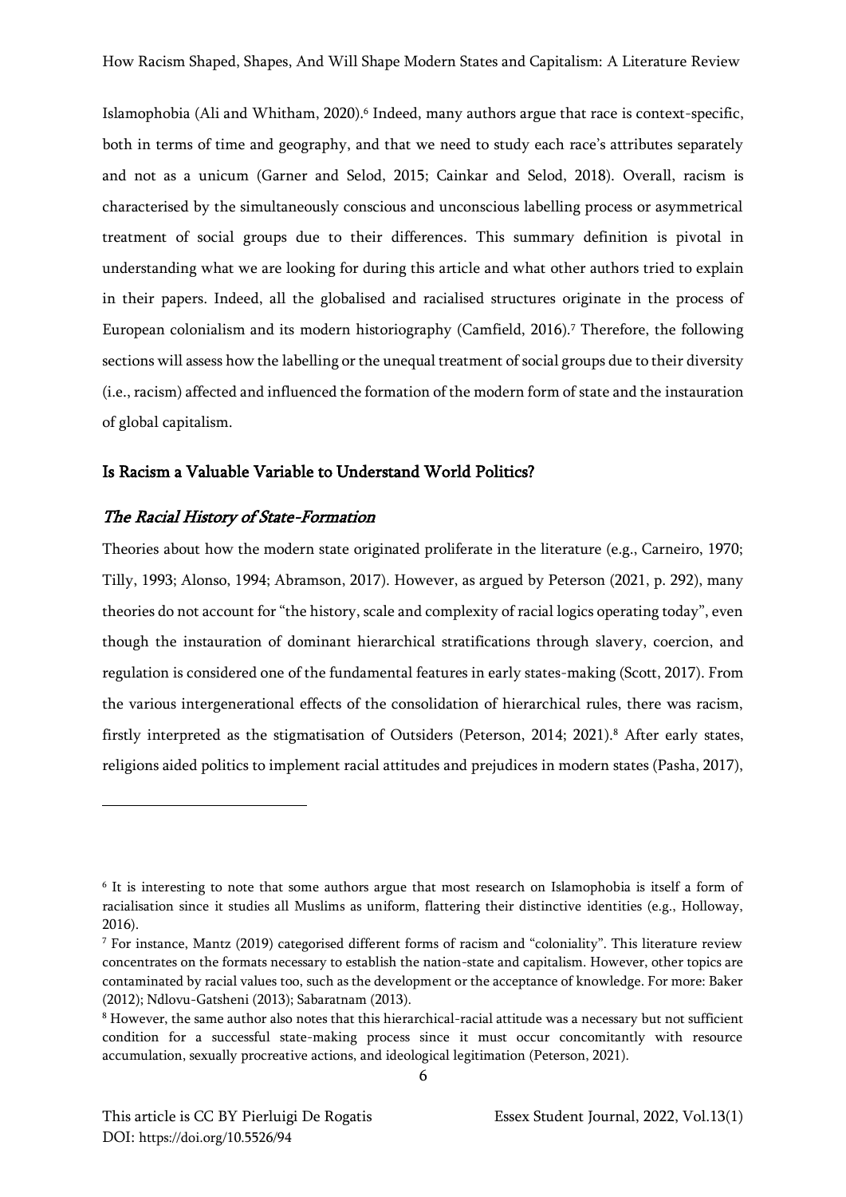Islamophobia (Ali and Whitham, 2020).[6] Indeed, many authors argue that race is context-specific, both in terms of time and geography, and that we need to study each race's attributes separately and not as a unicum (Garner and Selod, 2015; Cainkar and Selod, 2018). Overall, racism is characterised by the simultaneously conscious and unconscious labelling process or asymmetrical treatment of social groups due to their differences. This summary definition is pivotal in understanding what we are looking for during this article and what other authors tried to explain in their papers. Indeed, all the globalised and racialised structures originate in the process of European colonialism and its modern historiography (Camfield, 2016).[7] Therefore, the following sections will assess how the labelling or the unequal treatment of social groups due to their diversity (i.e., racism) affected and influenced the formation of the modern form of state and the instauration of global capitalism.

## Is Racism a Valuable Variable to Understand World Politics?

### *The Racial History of State-Formation*

Theories about how the modern state originated proliferate in the literature (e.g., Carneiro, 1970; Tilly, 1993; Alonso, 1994; Abramson, 2017). However, as argued by Peterson (2021, p. 292), many theories do not account for "the history, scale and complexity of racial logics operating today", even though the instauration of dominant hierarchical stratifications through slavery, coercion, and regulation is considered one of the fundamental features in early states-making (Scott, 2017). From the various intergenerational effects of the consolidation of hierarchical rules, there was racism, firstly interpreted as the stigmatisation of Outsiders (Peterson, 2014; 2021).[8] After early states, religions aided politics to implement racial attitudes and prejudices in modern states (Pasha, 2017),

---

[6] It is interesting to note that some authors argue that most research on Islamophobia is itself a form of racialisation since it studies all Muslims as uniform, flattering their distinctive identities (e.g., Holloway, 2016).

[7] For instance, Mantz (2019) categorised different forms of racism and "coloniality". This literature review concentrates on the formats necessary to establish the nation-state and capitalism. However, other topics are contaminated by racial values too, such as the development or the acceptance of knowledge. For more: Baker (2012); Ndlovu-Gatsheni (2013); Sabaratnam (2013).

[8] However, the same author also notes that this hierarchical-racial attitude was a necessary but not sufficient condition for a successful state-making process since it must occur concomitantly with resource accumulation, sexually procreative actions, and ideological legitimation (Peterson, 2021).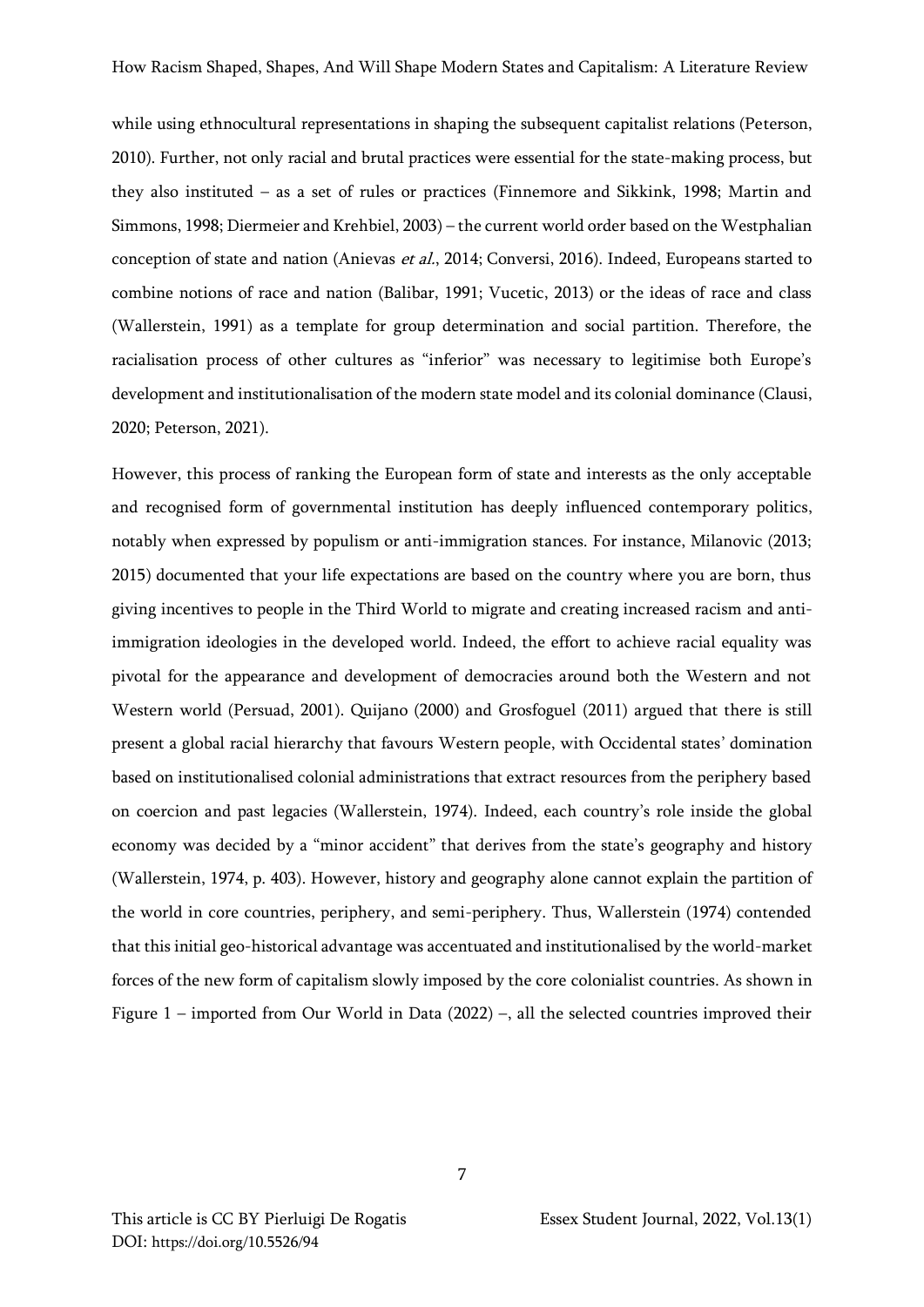while using ethnocultural representations in shaping the subsequent capitalist relations (Peterson, 2010). Further, not only racial and brutal practices were essential for the state-making process, but they also instituted – as a set of rules or practices (Finnemore and Sikkink, 1998; Martin and Simmons, 1998; Diermeier and Krehbiel, 2003) – the current world order based on the Westphalian conception of state and nation (Anievas *et al.*, 2014; Conversi, 2016). Indeed, Europeans started to combine notions of race and nation (Balibar, 1991; Vucetic, 2013) or the ideas of race and class (Wallerstein, 1991) as a template for group determination and social partition. Therefore, the racialisation process of other cultures as "inferior" was necessary to legitimise both Europe's development and institutionalisation of the modern state model and its colonial dominance (Clausi, 2020; Peterson, 2021).

However, this process of ranking the European form of state and interests as the only acceptable and recognised form of governmental institution has deeply influenced contemporary politics, notably when expressed by populism or anti-immigration stances. For instance, Milanovic (2013; 2015) documented that your life expectations are based on the country where you are born, thus giving incentives to people in the Third World to migrate and creating increased racism and anti-immigration ideologies in the developed world. Indeed, the effort to achieve racial equality was pivotal for the appearance and development of democracies around both the Western and not Western world (Persuad, 2001). Quijano (2000) and Grosfoguel (2011) argued that there is still present a global racial hierarchy that favours Western people, with Occidental states' domination based on institutionalised colonial administrations that extract resources from the periphery based on coercion and past legacies (Wallerstein, 1974). Indeed, each country's role inside the global economy was decided by a "minor accident" that derives from the state's geography and history (Wallerstein, 1974, p. 403). However, history and geography alone cannot explain the partition of the world in core countries, periphery, and semi-periphery. Thus, Wallerstein (1974) contended that this initial geo-historical advantage was accentuated and institutionalised by the world-market forces of the new form of capitalism slowly imposed by the core colonialist countries. As shown in Figure 1 – imported from Our World in Data (2022) –, all the selected countries improved their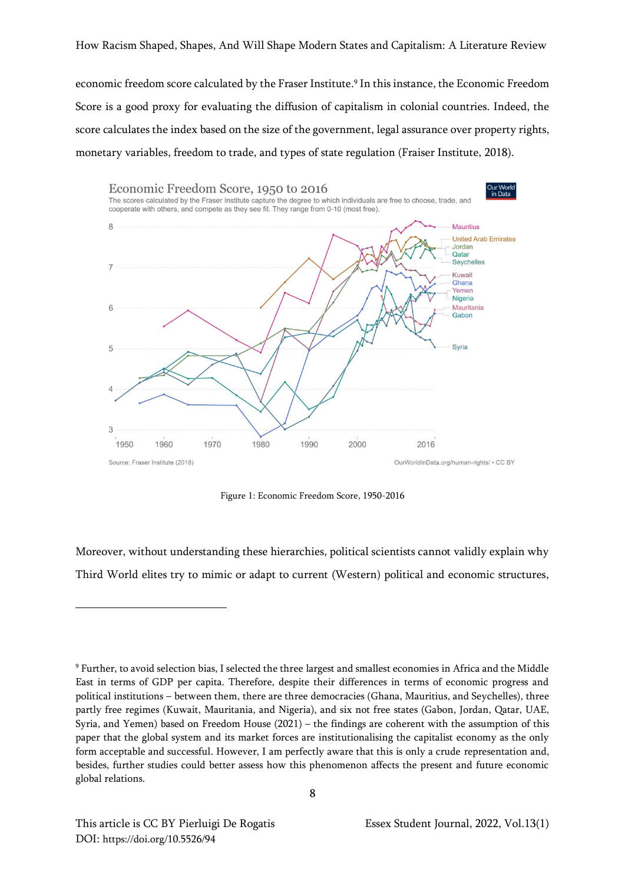economic freedom score calculated by the Fraser Institute.[9] In this instance, the Economic Freedom Score is a good proxy for evaluating the diffusion of capitalism in colonial countries. Indeed, the score calculates the index based on the size of the government, legal assurance over property rights, monetary variables, freedom to trade, and types of state regulation (Fraiser Institute, 2018).

Figure 1: Economic Freedom Score, 1950-2016

Moreover, without understanding these hierarchies, political scientists cannot validly explain why Third World elites try to mimic or adapt to current (Western) political and economic structures,

[9] Further, to avoid selection bias, I selected the three largest and smallest economies in Africa and the Middle East in terms of GDP per capita. Therefore, despite their differences in terms of economic progress and political institutions – between them, there are three democracies (Ghana, Mauritius, and Seychelles), three partly free regimes (Kuwait, Mauritania, and Nigeria), and six not free states (Gabon, Jordan, Qatar, UAE, Syria, and Yemen) based on Freedom House (2021) – the findings are coherent with the assumption of this paper that the global system and its market forces are institutionalising the capitalist economy as the only form acceptable and successful. However, I am perfectly aware that this is only a crude representation and, besides, further studies could better assess how this phenomenon affects the present and future economic global relations.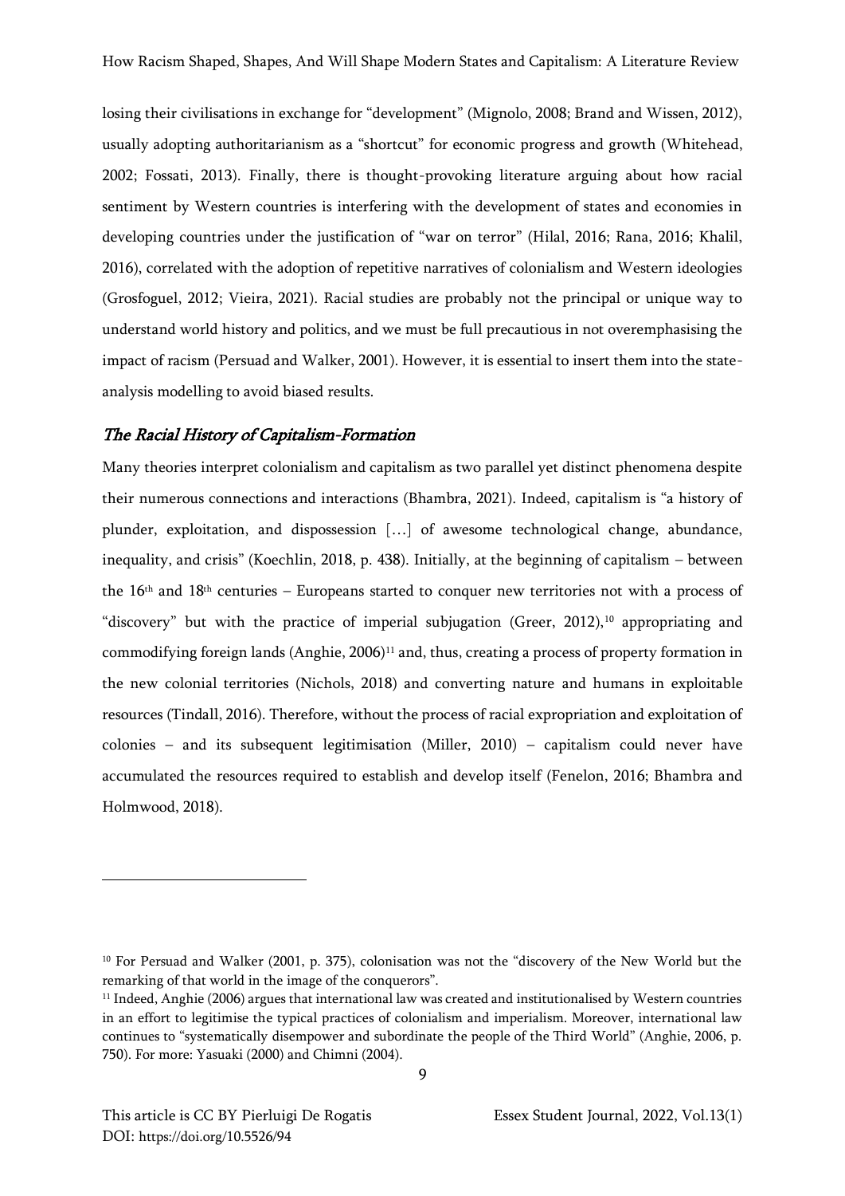losing their civilisations in exchange for "development" (Mignolo, 2008; Brand and Wissen, 2012), usually adopting authoritarianism as a "shortcut" for economic progress and growth (Whitehead, 2002; Fossati, 2013). Finally, there is thought-provoking literature arguing about how racial sentiment by Western countries is interfering with the development of states and economies in developing countries under the justification of "war on terror" (Hilal, 2016; Rana, 2016; Khalil, 2016), correlated with the adoption of repetitive narratives of colonialism and Western ideologies (Grosfoguel, 2012; Vieira, 2021). Racial studies are probably not the principal or unique way to understand world history and politics, and we must be full precautious in not overemphasising the impact of racism (Persuad and Walker, 2001). However, it is essential to insert them into the state-analysis modelling to avoid biased results.

## *The Racial History of Capitalism-Formation*

Many theories interpret colonialism and capitalism as two parallel yet distinct phenomena despite their numerous connections and interactions (Bhambra, 2021). Indeed, capitalism is "a history of plunder, exploitation, and dispossession […] of awesome technological change, abundance, inequality, and crisis" (Koechlin, 2018, p. 438). Initially, at the beginning of capitalism – between the 16th and 18th centuries – Europeans started to conquer new territories not with a process of "discovery" but with the practice of imperial subjugation (Greer, 2012),[10] appropriating and commodifying foreign lands (Anghie, 2006)[11] and, thus, creating a process of property formation in the new colonial territories (Nichols, 2018) and converting nature and humans in exploitable resources (Tindall, 2016). Therefore, without the process of racial expropriation and exploitation of colonies – and its subsequent legitimisation (Miller, 2010) – capitalism could never have accumulated the resources required to establish and develop itself (Fenelon, 2016; Bhambra and Holmwood, 2018).

---

[10] For Persuad and Walker (2001, p. 375), colonisation was not the "discovery of the New World but the remarking of that world in the image of the conquerors".

[11] Indeed, Anghie (2006) argues that international law was created and institutionalised by Western countries in an effort to legitimise the typical practices of colonialism and imperialism. Moreover, international law continues to "systematically disempower and subordinate the people of the Third World" (Anghie, 2006, p. 750). For more: Yasuaki (2000) and Chimni (2004).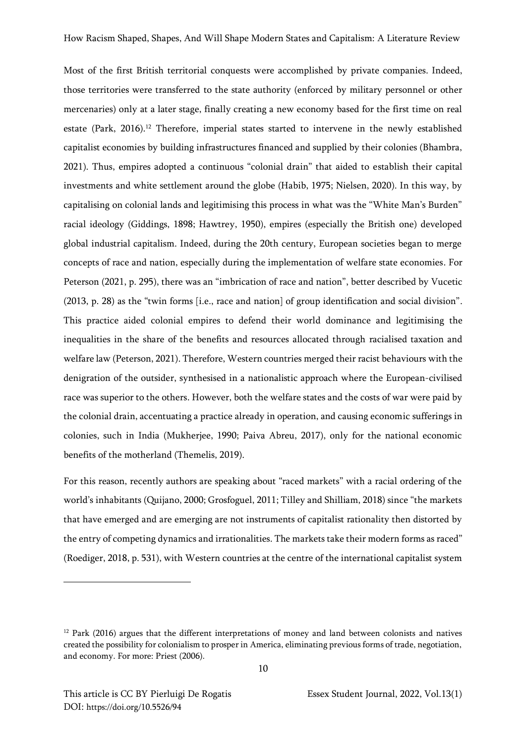Most of the first British territorial conquests were accomplished by private companies. Indeed, those territories were transferred to the state authority (enforced by military personnel or other mercenaries) only at a later stage, finally creating a new economy based for the first time on real estate (Park, 2016).[12] Therefore, imperial states started to intervene in the newly established capitalist economies by building infrastructures financed and supplied by their colonies (Bhambra, 2021). Thus, empires adopted a continuous "colonial drain" that aided to establish their capital investments and white settlement around the globe (Habib, 1975; Nielsen, 2020). In this way, by capitalising on colonial lands and legitimising this process in what was the "White Man's Burden" racial ideology (Giddings, 1898; Hawtrey, 1950), empires (especially the British one) developed global industrial capitalism. Indeed, during the 20th century, European societies began to merge concepts of race and nation, especially during the implementation of welfare state economies. For Peterson (2021, p. 295), there was an "imbrication of race and nation", better described by Vucetic (2013, p. 28) as the "twin forms [i.e., race and nation] of group identification and social division". This practice aided colonial empires to defend their world dominance and legitimising the inequalities in the share of the benefits and resources allocated through racialised taxation and welfare law (Peterson, 2021). Therefore, Western countries merged their racist behaviours with the denigration of the outsider, synthesised in a nationalistic approach where the European-civilised race was superior to the others. However, both the welfare states and the costs of war were paid by the colonial drain, accentuating a practice already in operation, and causing economic sufferings in colonies, such in India (Mukherjee, 1990; Paiva Abreu, 2017), only for the national economic benefits of the motherland (Themelis, 2019).

For this reason, recently authors are speaking about "raced markets" with a racial ordering of the world's inhabitants (Quijano, 2000; Grosfoguel, 2011; Tilley and Shilliam, 2018) since "the markets that have emerged and are emerging are not instruments of capitalist rationality then distorted by the entry of competing dynamics and irrationalities. The markets take their modern forms as raced" (Roediger, 2018, p. 531), with Western countries at the centre of the international capitalist system

---

[12] Park (2016) argues that the different interpretations of money and land between colonists and natives created the possibility for colonialism to prosper in America, eliminating previous forms of trade, negotiation, and economy. For more: Priest (2006).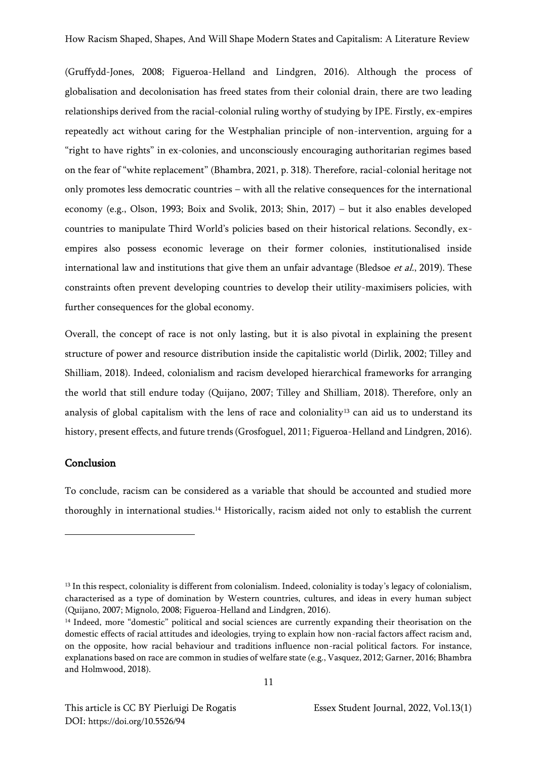(Gruffydd-Jones, 2008; Figueroa-Helland and Lindgren, 2016). Although the process of globalisation and decolonisation has freed states from their colonial drain, there are two leading relationships derived from the racial-colonial ruling worthy of studying by IPE. Firstly, ex-empires repeatedly act without caring for the Westphalian principle of non-intervention, arguing for a "right to have rights" in ex-colonies, and unconsciously encouraging authoritarian regimes based on the fear of "white replacement" (Bhambra, 2021, p. 318). Therefore, racial-colonial heritage not only promotes less democratic countries – with all the relative consequences for the international economy (e.g., Olson, 1993; Boix and Svolik, 2013; Shin, 2017) – but it also enables developed countries to manipulate Third World's policies based on their historical relations. Secondly, ex-empires also possess economic leverage on their former colonies, institutionalised inside international law and institutions that give them an unfair advantage (Bledsoe *et al.*, 2019). These constraints often prevent developing countries to develop their utility-maximisers policies, with further consequences for the global economy.

Overall, the concept of race is not only lasting, but it is also pivotal in explaining the present structure of power and resource distribution inside the capitalistic world (Dirlik, 2002; Tilley and Shilliam, 2018). Indeed, colonialism and racism developed hierarchical frameworks for arranging the world that still endure today (Quijano, 2007; Tilley and Shilliam, 2018). Therefore, only an analysis of global capitalism with the lens of race and coloniality[13] can aid us to understand its history, present effects, and future trends (Grosfoguel, 2011; Figueroa-Helland and Lindgren, 2016).

## Conclusion

To conclude, racism can be considered as a variable that should be accounted and studied more thoroughly in international studies.[14] Historically, racism aided not only to establish the current

[13] In this respect, coloniality is different from colonialism. Indeed, coloniality is today's legacy of colonialism, characterised as a type of domination by Western countries, cultures, and ideas in every human subject (Quijano, 2007; Mignolo, 2008; Figueroa-Helland and Lindgren, 2016).

[14] Indeed, more "domestic" political and social sciences are currently expanding their theorisation on the domestic effects of racial attitudes and ideologies, trying to explain how non-racial factors affect racism and, on the opposite, how racial behaviour and traditions influence non-racial political factors. For instance, explanations based on race are common in studies of welfare state (e.g., Vasquez, 2012; Garner, 2016; Bhambra and Holmwood, 2018).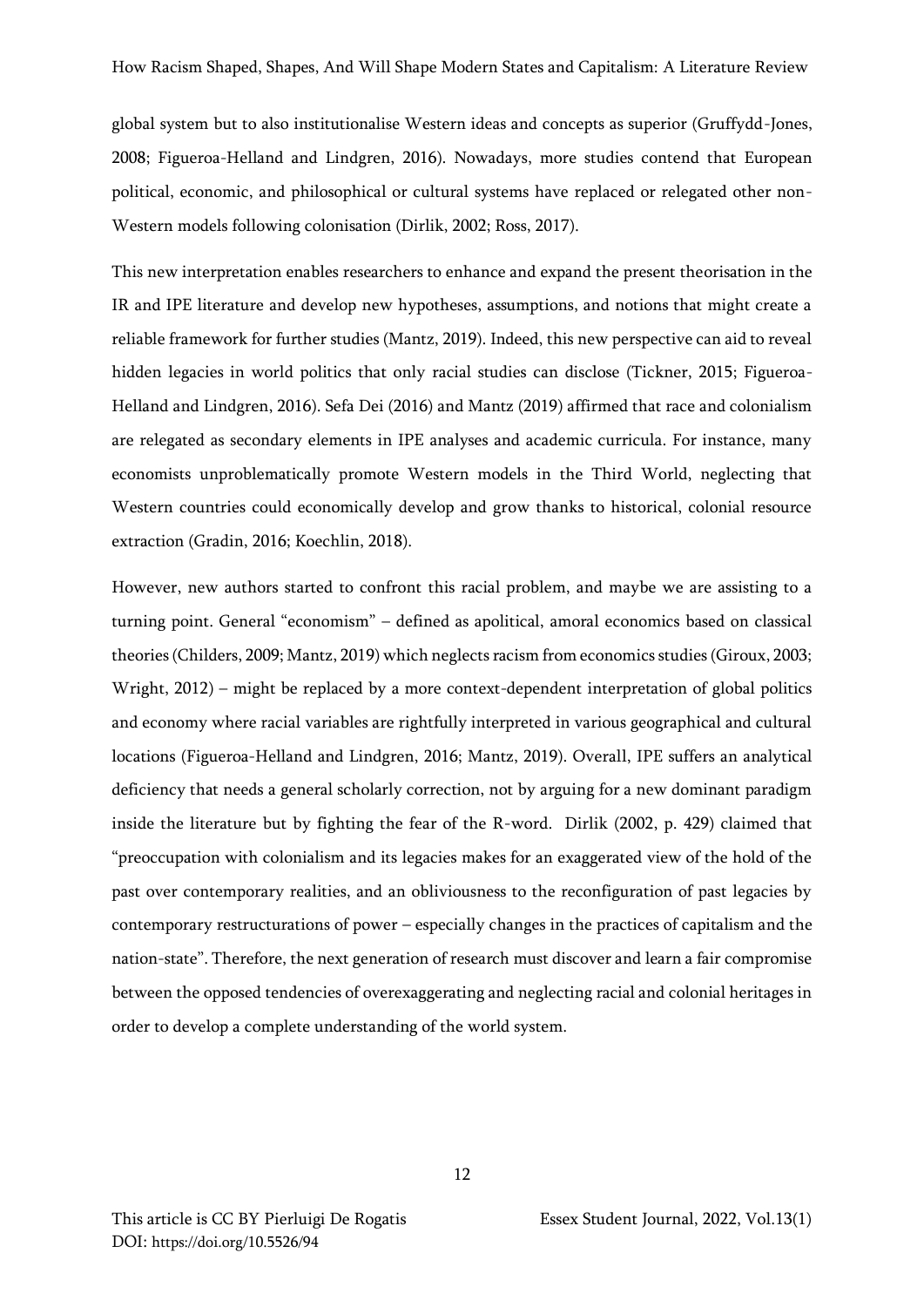global system but to also institutionalise Western ideas and concepts as superior (Gruffydd-Jones, 2008; Figueroa-Helland and Lindgren, 2016). Nowadays, more studies contend that European political, economic, and philosophical or cultural systems have replaced or relegated other non-Western models following colonisation (Dirlik, 2002; Ross, 2017).

This new interpretation enables researchers to enhance and expand the present theorisation in the IR and IPE literature and develop new hypotheses, assumptions, and notions that might create a reliable framework for further studies (Mantz, 2019). Indeed, this new perspective can aid to reveal hidden legacies in world politics that only racial studies can disclose (Tickner, 2015; Figueroa-Helland and Lindgren, 2016). Sefa Dei (2016) and Mantz (2019) affirmed that race and colonialism are relegated as secondary elements in IPE analyses and academic curricula. For instance, many economists unproblematically promote Western models in the Third World, neglecting that Western countries could economically develop and grow thanks to historical, colonial resource extraction (Gradin, 2016; Koechlin, 2018).

However, new authors started to confront this racial problem, and maybe we are assisting to a turning point. General "economism" – defined as apolitical, amoral economics based on classical theories (Childers, 2009; Mantz, 2019) which neglects racism from economics studies (Giroux, 2003; Wright, 2012) – might be replaced by a more context-dependent interpretation of global politics and economy where racial variables are rightfully interpreted in various geographical and cultural locations (Figueroa-Helland and Lindgren, 2016; Mantz, 2019). Overall, IPE suffers an analytical deficiency that needs a general scholarly correction, not by arguing for a new dominant paradigm inside the literature but by fighting the fear of the R-word. Dirlik (2002, p. 429) claimed that "preoccupation with colonialism and its legacies makes for an exaggerated view of the hold of the past over contemporary realities, and an obliviousness to the reconfiguration of past legacies by contemporary restructurations of power – especially changes in the practices of capitalism and the nation-state". Therefore, the next generation of research must discover and learn a fair compromise between the opposed tendencies of overexaggerating and neglecting racial and colonial heritages in order to develop a complete understanding of the world system.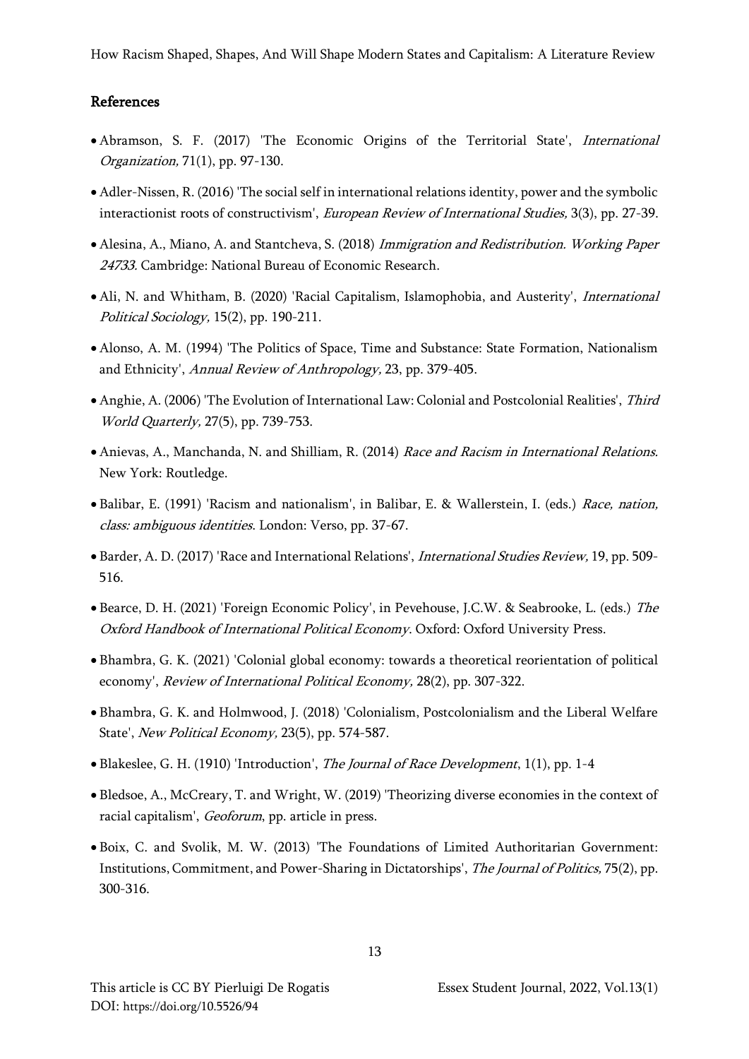## References

- Abramson, S. F. (2017) 'The Economic Origins of the Territorial State', *International Organization,* 71(1), pp. 97-130.
- Adler-Nissen, R. (2016) 'The social self in international relations identity, power and the symbolic interactionist roots of constructivism', *European Review of International Studies,* 3(3), pp. 27-39.
- Alesina, A., Miano, A. and Stantcheva, S. (2018) *Immigration and Redistribution. Working Paper 24733.* Cambridge: National Bureau of Economic Research.
- Ali, N. and Whitham, B. (2020) 'Racial Capitalism, Islamophobia, and Austerity', *International Political Sociology,* 15(2), pp. 190-211.
- Alonso, A. M. (1994) 'The Politics of Space, Time and Substance: State Formation, Nationalism and Ethnicity', *Annual Review of Anthropology,* 23, pp. 379-405.
- Anghie, A. (2006) 'The Evolution of International Law: Colonial and Postcolonial Realities', *Third World Quarterly,* 27(5), pp. 739-753.
- Anievas, A., Manchanda, N. and Shilliam, R. (2014) *Race and Racism in International Relations.* New York: Routledge.
- Balibar, E. (1991) 'Racism and nationalism', in Balibar, E. & Wallerstein, I. (eds.) *Race, nation, class: ambiguous identities.* London: Verso, pp. 37-67.
- Barder, A. D. (2017) 'Race and International Relations', *International Studies Review,* 19, pp. 509-516.
- Bearce, D. H. (2021) 'Foreign Economic Policy', in Pevehouse, J.C.W. & Seabrooke, L. (eds.) *The Oxford Handbook of International Political Economy.* Oxford: Oxford University Press.
- Bhambra, G. K. (2021) 'Colonial global economy: towards a theoretical reorientation of political economy', *Review of International Political Economy,* 28(2), pp. 307-322.
- Bhambra, G. K. and Holmwood, J. (2018) 'Colonialism, Postcolonialism and the Liberal Welfare State', *New Political Economy,* 23(5), pp. 574-587.
- Blakeslee, G. H. (1910) 'Introduction', *The Journal of Race Development*, 1(1), pp. 1-4
- Bledsoe, A., McCreary, T. and Wright, W. (2019) 'Theorizing diverse economies in the context of racial capitalism', *Geoforum*, pp. article in press.
- Boix, C. and Svolik, M. W. (2013) 'The Foundations of Limited Authoritarian Government: Institutions, Commitment, and Power-Sharing in Dictatorships', *The Journal of Politics,* 75(2), pp. 300-316.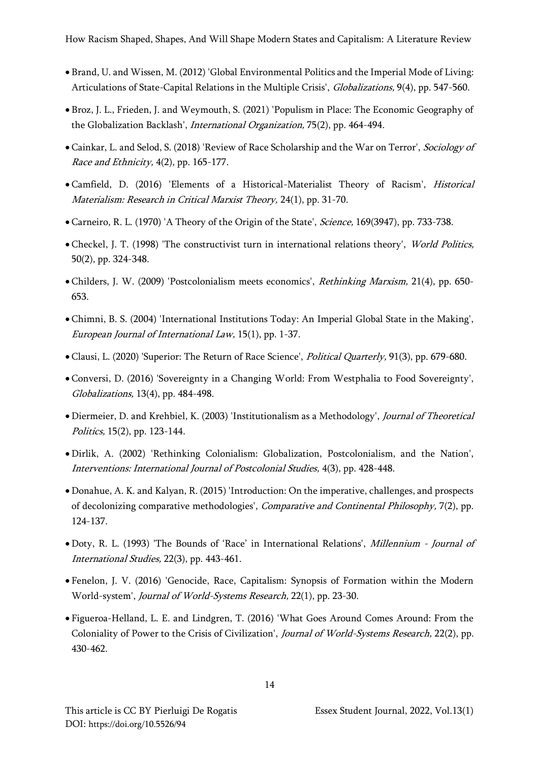- Brand, U. and Wissen, M. (2012) 'Global Environmental Politics and the Imperial Mode of Living: Articulations of State-Capital Relations in the Multiple Crisis', *Globalizations,* 9(4), pp. 547-560.
- Broz, J. L., Frieden, J. and Weymouth, S. (2021) 'Populism in Place: The Economic Geography of the Globalization Backlash', *International Organization,* 75(2), pp. 464-494.
- Cainkar, L. and Selod, S. (2018) 'Review of Race Scholarship and the War on Terror', *Sociology of Race and Ethnicity,* 4(2), pp. 165-177.
- Camfield, D. (2016) 'Elements of a Historical-Materialist Theory of Racism', *Historical Materialism: Research in Critical Marxist Theory,* 24(1), pp. 31-70.
- Carneiro, R. L. (1970) 'A Theory of the Origin of the State', *Science,* 169(3947), pp. 733-738.
- Checkel, J. T. (1998) 'The constructivist turn in international relations theory', *World Politics,* 50(2), pp. 324-348.
- Childers, J. W. (2009) 'Postcolonialism meets economics', *Rethinking Marxism,* 21(4), pp. 650-653.
- Chimni, B. S. (2004) 'International Institutions Today: An Imperial Global State in the Making', *European Journal of International Law,* 15(1), pp. 1-37.
- Clausi, L. (2020) 'Superior: The Return of Race Science', *Political Quarterly,* 91(3), pp. 679-680.
- Conversi, D. (2016) 'Sovereignty in a Changing World: From Westphalia to Food Sovereignty', *Globalizations,* 13(4), pp. 484-498.
- Diermeier, D. and Krehbiel, K. (2003) 'Institutionalism as a Methodology', *Journal of Theoretical Politics,* 15(2), pp. 123-144.
- Dirlik, A. (2002) 'Rethinking Colonialism: Globalization, Postcolonialism, and the Nation', *Interventions: International Journal of Postcolonial Studies,* 4(3), pp. 428-448.
- Donahue, A. K. and Kalyan, R. (2015) 'Introduction: On the imperative, challenges, and prospects of decolonizing comparative methodologies', *Comparative and Continental Philosophy,* 7(2), pp. 124-137.
- Doty, R. L. (1993) 'The Bounds of 'Race' in International Relations', *Millennium - Journal of International Studies,* 22(3), pp. 443-461.
- Fenelon, J. V. (2016) 'Genocide, Race, Capitalism: Synopsis of Formation within the Modern World-system', *Journal of World-Systems Research,* 22(1), pp. 23-30.
- Figueroa-Helland, L. E. and Lindgren, T. (2016) 'What Goes Around Comes Around: From the Coloniality of Power to the Crisis of Civilization', *Journal of World-Systems Research,* 22(2), pp. 430-462.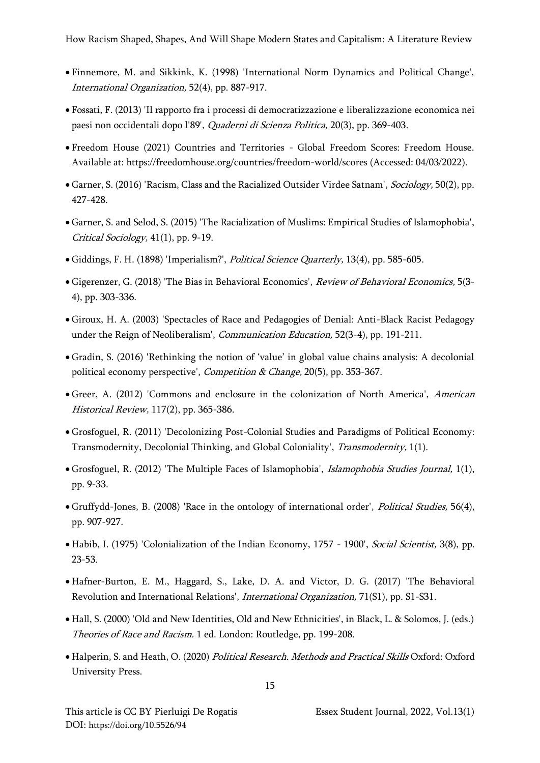- Finnemore, M. and Sikkink, K. (1998) 'International Norm Dynamics and Political Change', *International Organization,* 52(4), pp. 887-917.
- Fossati, F. (2013) 'Il rapporto fra i processi di democratizzazione e liberalizzazione economica nei paesi non occidentali dopo l'89', *Quaderni di Scienza Politica,* 20(3), pp. 369-403.
- Freedom House (2021) Countries and Territories - Global Freedom Scores: Freedom House. Available at: https://freedomhouse.org/countries/freedom-world/scores (Accessed: 04/03/2022).
- Garner, S. (2016) 'Racism, Class and the Racialized Outsider Virdee Satnam', *Sociology,* 50(2), pp. 427-428.
- Garner, S. and Selod, S. (2015) 'The Racialization of Muslims: Empirical Studies of Islamophobia', *Critical Sociology,* 41(1), pp. 9-19.
- Giddings, F. H. (1898) 'Imperialism?', *Political Science Quarterly,* 13(4), pp. 585-605.
- Gigerenzer, G. (2018) 'The Bias in Behavioral Economics', *Review of Behavioral Economics,* 5(3-4), pp. 303-336.
- Giroux, H. A. (2003) 'Spectacles of Race and Pedagogies of Denial: Anti-Black Racist Pedagogy under the Reign of Neoliberalism', *Communication Education,* 52(3-4), pp. 191-211.
- Gradin, S. (2016) 'Rethinking the notion of 'value' in global value chains analysis: A decolonial political economy perspective', *Competition & Change,* 20(5), pp. 353-367.
- Greer, A. (2012) 'Commons and enclosure in the colonization of North America', *American Historical Review,* 117(2), pp. 365-386.
- Grosfoguel, R. (2011) 'Decolonizing Post-Colonial Studies and Paradigms of Political Economy: Transmodernity, Decolonial Thinking, and Global Coloniality', *Transmodernity,* 1(1).
- Grosfoguel, R. (2012) 'The Multiple Faces of Islamophobia', *Islamophobia Studies Journal,* 1(1), pp. 9-33.
- Gruffydd-Jones, B. (2008) 'Race in the ontology of international order', *Political Studies,* 56(4), pp. 907-927.
- Habib, I. (1975) 'Colonialization of the Indian Economy, 1757 - 1900', *Social Scientist,* 3(8), pp. 23-53.
- Hafner-Burton, E. M., Haggard, S., Lake, D. A. and Victor, D. G. (2017) 'The Behavioral Revolution and International Relations', *International Organization,* 71(S1), pp. S1-S31.
- Hall, S. (2000) 'Old and New Identities, Old and New Ethnicities', in Black, L. & Solomos, J. (eds.) *Theories of Race and Racism.* 1 ed. London: Routledge, pp. 199-208.
- Halperin, S. and Heath, O. (2020) *Political Research. Methods and Practical Skills* Oxford: Oxford University Press.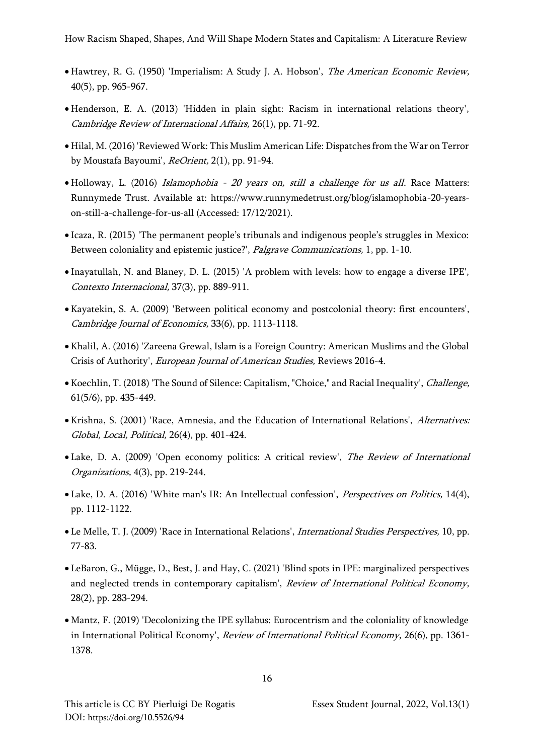- Hawtrey, R. G. (1950) 'Imperialism: A Study J. A. Hobson', *The American Economic Review,* 40(5), pp. 965-967.
- Henderson, E. A. (2013) 'Hidden in plain sight: Racism in international relations theory', *Cambridge Review of International Affairs,* 26(1), pp. 71-92.
- Hilal, M. (2016) 'Reviewed Work: This Muslim American Life: Dispatches from the War on Terror by Moustafa Bayoumi', *ReOrient,* 2(1), pp. 91-94.
- Holloway, L. (2016) *Islamophobia - 20 years on, still a challenge for us all*. Race Matters: Runnymede Trust. Available at: https://www.runnymedetrust.org/blog/islamophobia-20-years-on-still-a-challenge-for-us-all (Accessed: 17/12/2021).
- Icaza, R. (2015) 'The permanent people's tribunals and indigenous people's struggles in Mexico: Between coloniality and epistemic justice?', *Palgrave Communications,* 1, pp. 1-10.
- Inayatullah, N. and Blaney, D. L. (2015) 'A problem with levels: how to engage a diverse IPE', *Contexto Internacional,* 37(3), pp. 889-911.
- Kayatekin, S. A. (2009) 'Between political economy and postcolonial theory: first encounters', *Cambridge Journal of Economics,* 33(6), pp. 1113-1118.
- Khalil, A. (2016) 'Zareena Grewal, Islam is a Foreign Country: American Muslims and the Global Crisis of Authority', *European Journal of American Studies,* Reviews 2016-4.
- Koechlin, T. (2018) 'The Sound of Silence: Capitalism, "Choice," and Racial Inequality', *Challenge,* 61(5/6), pp. 435-449.
- Krishna, S. (2001) 'Race, Amnesia, and the Education of International Relations', *Alternatives: Global, Local, Political,* 26(4), pp. 401-424.
- Lake, D. A. (2009) 'Open economy politics: A critical review', *The Review of International Organizations,* 4(3), pp. 219-244.
- Lake, D. A. (2016) 'White man's IR: An Intellectual confession', *Perspectives on Politics,* 14(4), pp. 1112-1122.
- Le Melle, T. J. (2009) 'Race in International Relations', *International Studies Perspectives,* 10, pp. 77-83.
- LeBaron, G., Mügge, D., Best, J. and Hay, C. (2021) 'Blind spots in IPE: marginalized perspectives and neglected trends in contemporary capitalism', *Review of International Political Economy,* 28(2), pp. 283-294.
- Mantz, F. (2019) 'Decolonizing the IPE syllabus: Eurocentrism and the coloniality of knowledge in International Political Economy', *Review of International Political Economy,* 26(6), pp. 1361-1378.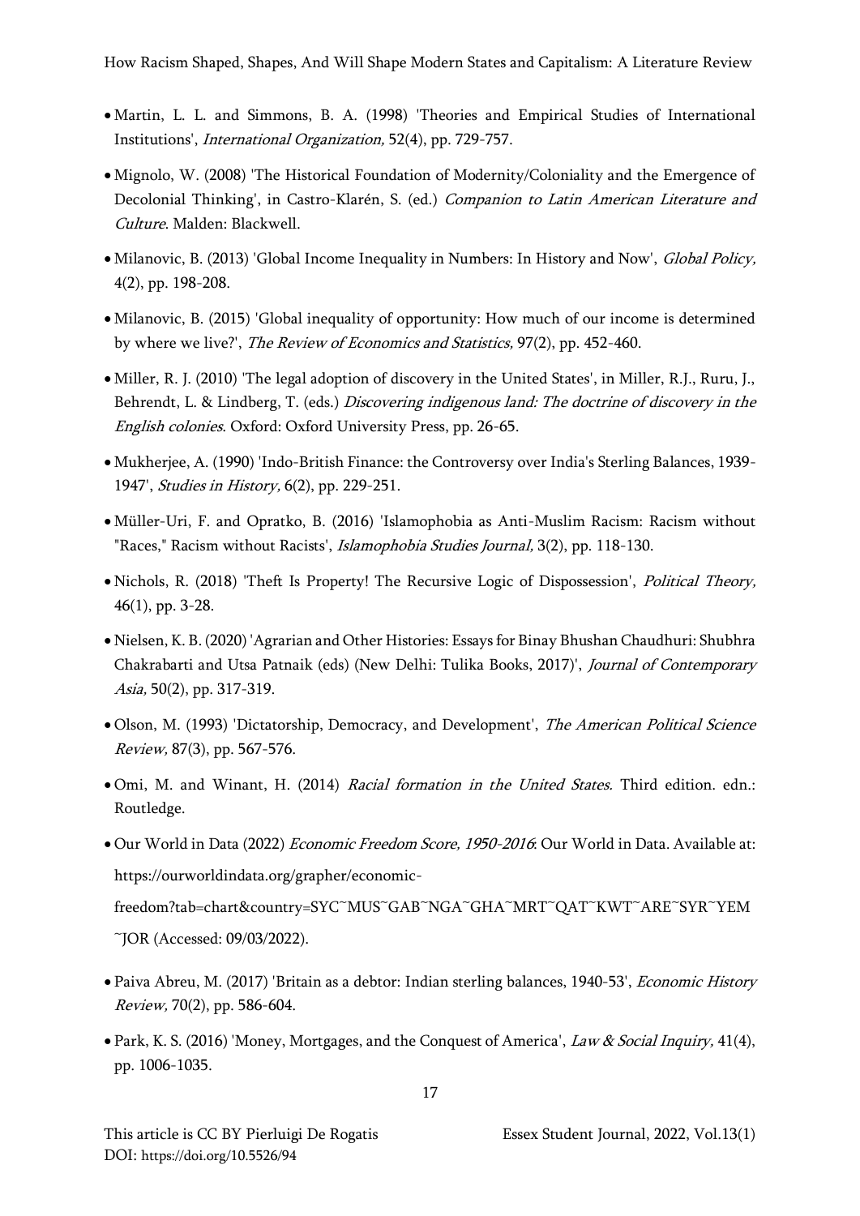- Martin, L. L. and Simmons, B. A. (1998) 'Theories and Empirical Studies of International Institutions', *International Organization,* 52(4), pp. 729-757.
- Mignolo, W. (2008) 'The Historical Foundation of Modernity/Coloniality and the Emergence of Decolonial Thinking', in Castro-Klarén, S. (ed.) *Companion to Latin American Literature and Culture*. Malden: Blackwell.
- Milanovic, B. (2013) 'Global Income Inequality in Numbers: In History and Now', *Global Policy,* 4(2), pp. 198-208.
- Milanovic, B. (2015) 'Global inequality of opportunity: How much of our income is determined by where we live?', *The Review of Economics and Statistics,* 97(2), pp. 452-460.
- Miller, R. J. (2010) 'The legal adoption of discovery in the United States', in Miller, R.J., Ruru, J., Behrendt, L. & Lindberg, T. (eds.) *Discovering indigenous land: The doctrine of discovery in the English colonies*. Oxford: Oxford University Press, pp. 26-65.
- Mukherjee, A. (1990) 'Indo-British Finance: the Controversy over India's Sterling Balances, 1939-1947', *Studies in History,* 6(2), pp. 229-251.
- Müller-Uri, F. and Opratko, B. (2016) 'Islamophobia as Anti-Muslim Racism: Racism without "Races," Racism without Racists', *Islamophobia Studies Journal,* 3(2), pp. 118-130.
- Nichols, R. (2018) 'Theft Is Property! The Recursive Logic of Dispossession', *Political Theory,* 46(1), pp. 3-28.
- Nielsen, K. B. (2020) 'Agrarian and Other Histories: Essays for Binay Bhushan Chaudhuri: Shubhra Chakrabarti and Utsa Patnaik (eds) (New Delhi: Tulika Books, 2017)', *Journal of Contemporary Asia,* 50(2), pp. 317-319.
- Olson, M. (1993) 'Dictatorship, Democracy, and Development', *The American Political Science Review,* 87(3), pp. 567-576.
- Omi, M. and Winant, H. (2014) *Racial formation in the United States.* Third edition. edn.: Routledge.
- Our World in Data (2022) *Economic Freedom Score, 1950-2016*: Our World in Data. Available at: https://ourworldindata.org/grapher/economic-freedom?tab=chart&country=SYC~MUS~GAB~NGA~GHA~MRT~QAT~KWT~ARE~SYR~YEM~JOR (Accessed: 09/03/2022).
- Paiva Abreu, M. (2017) 'Britain as a debtor: Indian sterling balances, 1940-53', *Economic History Review,* 70(2), pp. 586-604.
- Park, K. S. (2016) 'Money, Mortgages, and the Conquest of America', *Law & Social Inquiry,* 41(4), pp. 1006-1035.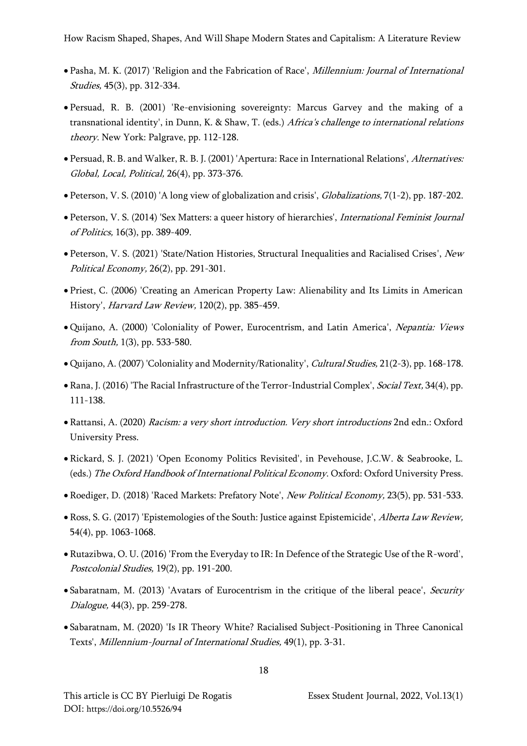- Pasha, M. K. (2017) 'Religion and the Fabrication of Race', *Millennium: Journal of International Studies,* 45(3), pp. 312-334.
- Persuad, R. B. (2001) 'Re-envisioning sovereignty: Marcus Garvey and the making of a transnational identity', in Dunn, K. & Shaw, T. (eds.) *Africa's challenge to international relations theory.* New York: Palgrave, pp. 112-128.
- Persuad, R. B. and Walker, R. B. J. (2001) 'Apertura: Race in International Relations', *Alternatives: Global, Local, Political,* 26(4), pp. 373-376.
- Peterson, V. S. (2010) 'A long view of globalization and crisis', *Globalizations,* 7(1-2), pp. 187-202.
- Peterson, V. S. (2014) 'Sex Matters: a queer history of hierarchies', *International Feminist Journal of Politics,* 16(3), pp. 389-409.
- Peterson, V. S. (2021) 'State/Nation Histories, Structural Inequalities and Racialised Crises', *New Political Economy,* 26(2), pp. 291-301.
- Priest, C. (2006) 'Creating an American Property Law: Alienability and Its Limits in American History', *Harvard Law Review,* 120(2), pp. 385-459.
- Quijano, A. (2000) 'Coloniality of Power, Eurocentrism, and Latin America', *Nepantia: Views from South,* 1(3), pp. 533-580.
- Quijano, A. (2007) 'Coloniality and Modernity/Rationality', *Cultural Studies,* 21(2-3), pp. 168-178.
- Rana, J. (2016) 'The Racial Infrastructure of the Terror-Industrial Complex', *Social Text,* 34(4), pp. 111-138.
- Rattansi, A. (2020) *Racism: a very short introduction. Very short introductions* 2nd edn.: Oxford University Press.
- Rickard, S. J. (2021) 'Open Economy Politics Revisited', in Pevehouse, J.C.W. & Seabrooke, L. (eds.) *The Oxford Handbook of International Political Economy.* Oxford: Oxford University Press.
- Roediger, D. (2018) 'Raced Markets: Prefatory Note', *New Political Economy,* 23(5), pp. 531-533.
- Ross, S. G. (2017) 'Epistemologies of the South: Justice against Epistemicide', *Alberta Law Review,* 54(4), pp. 1063-1068.
- Rutazibwa, O. U. (2016) 'From the Everyday to IR: In Defence of the Strategic Use of the R-word', *Postcolonial Studies,* 19(2), pp. 191-200.
- Sabaratnam, M. (2013) 'Avatars of Eurocentrism in the critique of the liberal peace', *Security Dialogue,* 44(3), pp. 259-278.
- Sabaratnam, M. (2020) 'Is IR Theory White? Racialised Subject-Positioning in Three Canonical Texts', *Millennium-Journal of International Studies,* 49(1), pp. 3-31.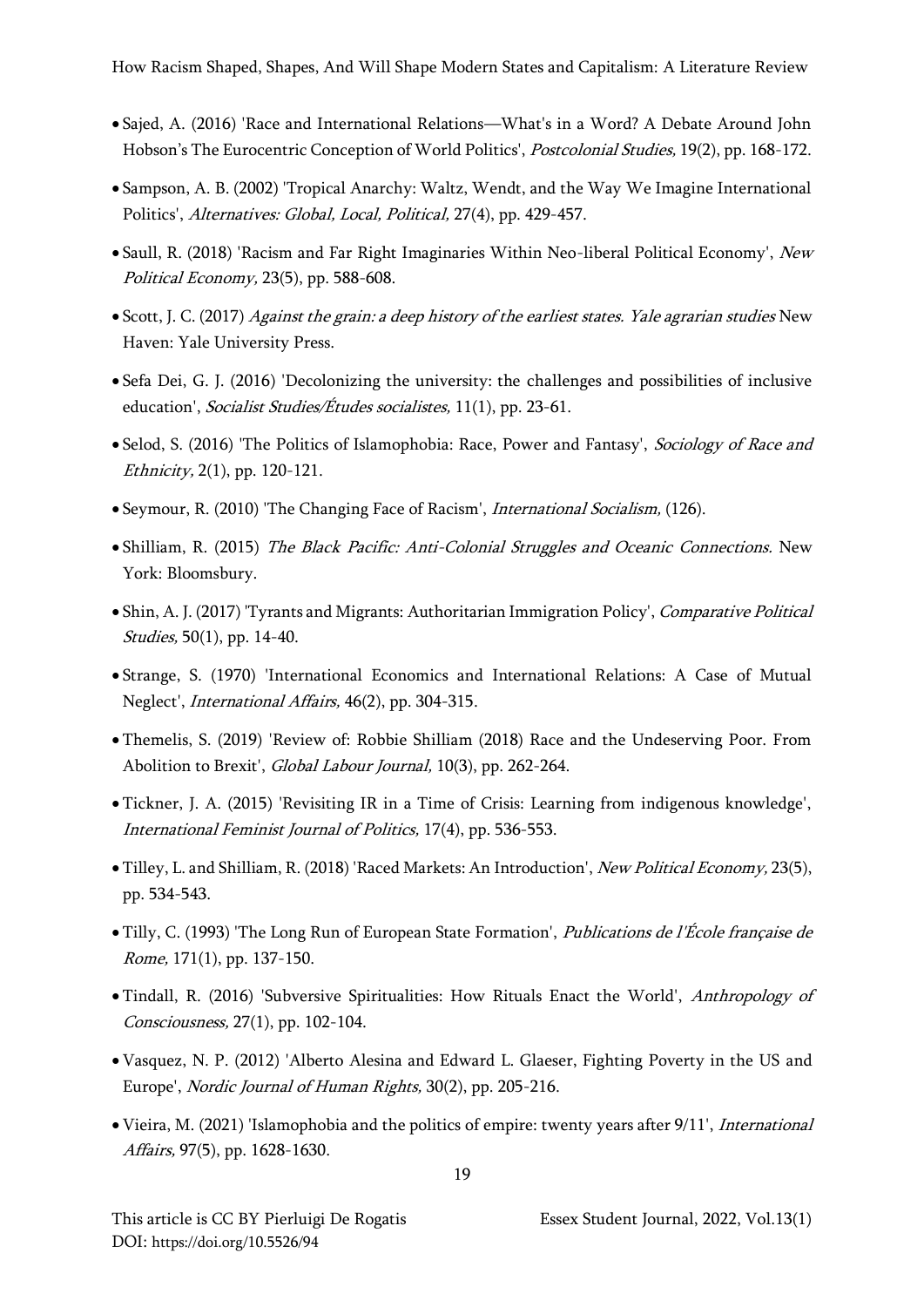- Sajed, A. (2016) 'Race and International Relations—What's in a Word? A Debate Around John Hobson's The Eurocentric Conception of World Politics', *Postcolonial Studies,* 19(2), pp. 168-172.

- Sampson, A. B. (2002) 'Tropical Anarchy: Waltz, Wendt, and the Way We Imagine International Politics', *Alternatives: Global, Local, Political,* 27(4), pp. 429-457.

- Saull, R. (2018) 'Racism and Far Right Imaginaries Within Neo-liberal Political Economy', *New Political Economy,* 23(5), pp. 588-608.

- Scott, J. C. (2017) *Against the grain: a deep history of the earliest states. Yale agrarian studies* New Haven: Yale University Press.

- Sefa Dei, G. J. (2016) 'Decolonizing the university: the challenges and possibilities of inclusive education', *Socialist Studies/Études socialistes,* 11(1), pp. 23-61.

- Selod, S. (2016) 'The Politics of Islamophobia: Race, Power and Fantasy', *Sociology of Race and Ethnicity,* 2(1), pp. 120-121.

- Seymour, R. (2010) 'The Changing Face of Racism', *International Socialism,* (126).

- Shilliam, R. (2015) *The Black Pacific: Anti-Colonial Struggles and Oceanic Connections.* New York: Bloomsbury.

- Shin, A. J. (2017) 'Tyrants and Migrants: Authoritarian Immigration Policy', *Comparative Political Studies,* 50(1), pp. 14-40.

- Strange, S. (1970) 'International Economics and International Relations: A Case of Mutual Neglect', *International Affairs,* 46(2), pp. 304-315.

- Themelis, S. (2019) 'Review of: Robbie Shilliam (2018) Race and the Undeserving Poor. From Abolition to Brexit', *Global Labour Journal,* 10(3), pp. 262-264.

- Tickner, J. A. (2015) 'Revisiting IR in a Time of Crisis: Learning from indigenous knowledge', *International Feminist Journal of Politics,* 17(4), pp. 536-553.

- Tilley, L. and Shilliam, R. (2018) 'Raced Markets: An Introduction', *New Political Economy,* 23(5), pp. 534-543.

- Tilly, C. (1993) 'The Long Run of European State Formation', *Publications de l'École française de Rome,* 171(1), pp. 137-150.

- Tindall, R. (2016) 'Subversive Spiritualities: How Rituals Enact the World', *Anthropology of Consciousness,* 27(1), pp. 102-104.

- Vasquez, N. P. (2012) 'Alberto Alesina and Edward L. Glaeser, Fighting Poverty in the US and Europe', *Nordic Journal of Human Rights,* 30(2), pp. 205-216.

- Vieira, M. (2021) 'Islamophobia and the politics of empire: twenty years after 9/11', *International Affairs,* 97(5), pp. 1628-1630.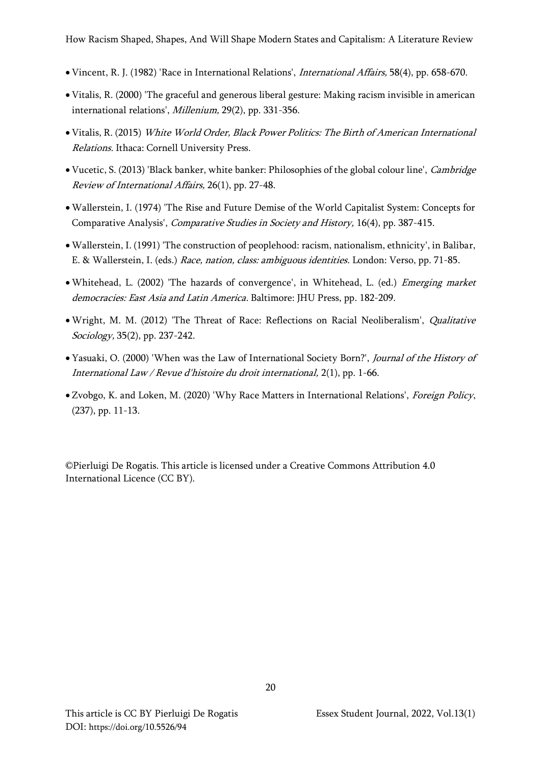- Vincent, R. J. (1982) 'Race in International Relations', *International Affairs,* 58(4), pp. 658-670.
- Vitalis, R. (2000) 'The graceful and generous liberal gesture: Making racism invisible in american international relations', *Millenium,* 29(2), pp. 331-356.
- Vitalis, R. (2015) *White World Order, Black Power Politics: The Birth of American International Relations*. Ithaca: Cornell University Press.
- Vucetic, S. (2013) 'Black banker, white banker: Philosophies of the global colour line', *Cambridge Review of International Affairs,* 26(1), pp. 27-48.
- Wallerstein, I. (1974) 'The Rise and Future Demise of the World Capitalist System: Concepts for Comparative Analysis', *Comparative Studies in Society and History,* 16(4), pp. 387-415.
- Wallerstein, I. (1991) 'The construction of peoplehood: racism, nationalism, ethnicity', in Balibar, E. & Wallerstein, I. (eds.) *Race, nation, class: ambiguous identities*. London: Verso, pp. 71-85.
- Whitehead, L. (2002) 'The hazards of convergence', in Whitehead, L. (ed.) *Emerging market democracies: East Asia and Latin America*. Baltimore: JHU Press, pp. 182-209.
- Wright, M. M. (2012) 'The Threat of Race: Reflections on Racial Neoliberalism', *Qualitative Sociology,* 35(2), pp. 237-242.
- Yasuaki, O. (2000) 'When was the Law of International Society Born?', *Journal of the History of International Law / Revue d'histoire du droit international,* 2(1), pp. 1-66.
- Zvobgo, K. and Loken, M. (2020) 'Why Race Matters in International Relations', *Foreign Policy*, (237), pp. 11-13.

©Pierluigi De Rogatis. This article is licensed under a Creative Commons Attribution 4.0 International Licence (CC BY).